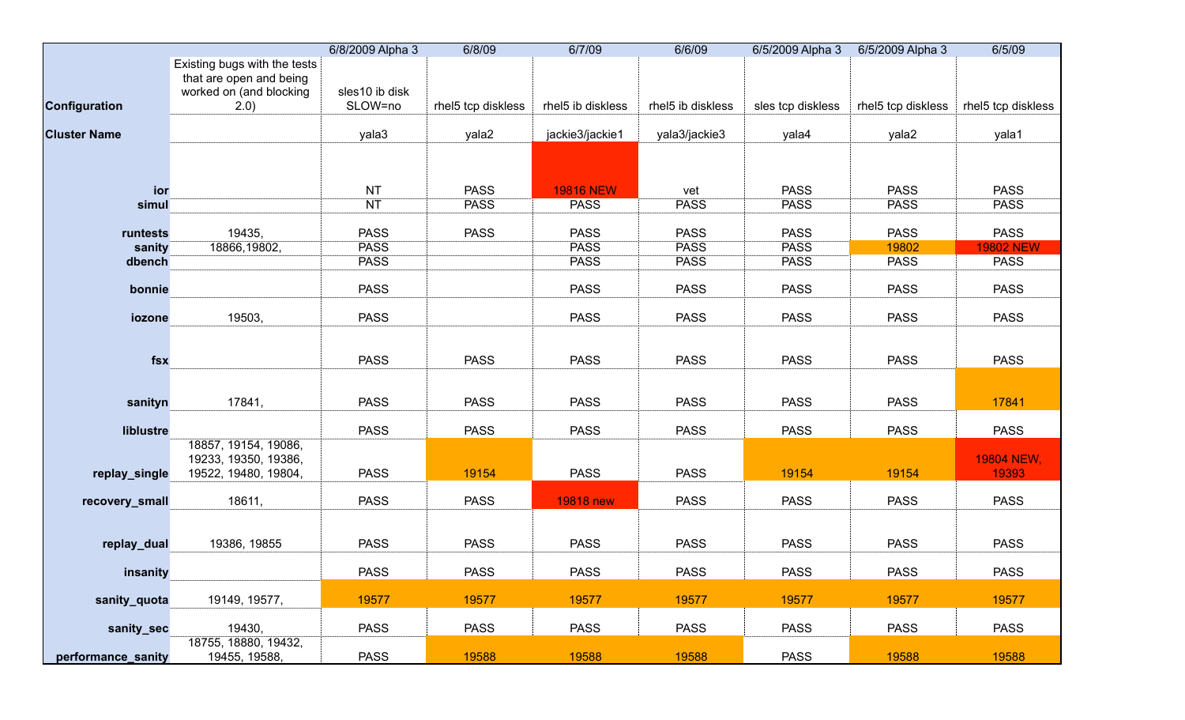| | | 6/8/2009 Alpha 3 | 6/8/09 | 6/7/09 | 6/6/09 | 6/5/2009 Alpha 3 | 6/5/2009 Alpha 3 | 6/5/09 |
|---|---|---|---|---|---|---|---|---|
| **Configuration** | Existing bugs with the tests that are open and being worked on (and blocking 2.0) | sles10 ib disk SLOW=no | rhel5 tcp diskless | rhel5 ib diskless | rhel5 ib diskless | sles tcp diskless | rhel5 tcp diskless | rhel5 tcp diskless |
| **Cluster Name** | | yala3 | yala2 | jackie3/jackie1 | yala3/jackie3 | yala4 | yala2 | yala1 |
| **ior** | | NT | PASS | 19816 NEW | vet | PASS | PASS | PASS |
| **simul** | | NT | PASS | PASS | PASS | PASS | PASS | PASS |
| **runtests** | 19435, | PASS | PASS | PASS | PASS | PASS | PASS | PASS |
| **sanity** | 18866,19802, | PASS | | PASS | PASS | PASS | 19802 | 19802 NEW |
| **dbench** | | PASS | | PASS | PASS | PASS | PASS | PASS |
| **bonnie** | | PASS | | PASS | PASS | PASS | PASS | PASS |
| **iozone** | 19503, | PASS | | PASS | PASS | PASS | PASS | PASS |
| **fsx** | | PASS | PASS | PASS | PASS | PASS | PASS | PASS |
| **sanityn** | 17841, | PASS | PASS | PASS | PASS | PASS | PASS | 17841 |
| **liblustre** | | PASS | PASS | PASS | PASS | PASS | PASS | PASS |
| **replay_single** | 18857, 19154, 19086, 19233, 19350, 19386, 19522, 19480, 19804, | PASS | 19154 | PASS | PASS | 19154 | 19154 | 19804 NEW, 19393 |
| **recovery_small** | 18611, | PASS | PASS | 19818 new | PASS | PASS | PASS | PASS |
| **replay_dual** | 19386, 19855 | PASS | PASS | PASS | PASS | PASS | PASS | PASS |
| **insanity** | | PASS | PASS | PASS | PASS | PASS | PASS | PASS |
| **sanity_quota** | 19149, 19577, | 19577 | 19577 | 19577 | 19577 | 19577 | 19577 | 19577 |
| **sanity_sec** | 19430, | PASS | PASS | PASS | PASS | PASS | PASS | PASS |
| **performance_sanity** | 18755, 18880, 19432, 19455, 19588, | PASS | 19588 | 19588 | 19588 | PASS | 19588 | 19588 |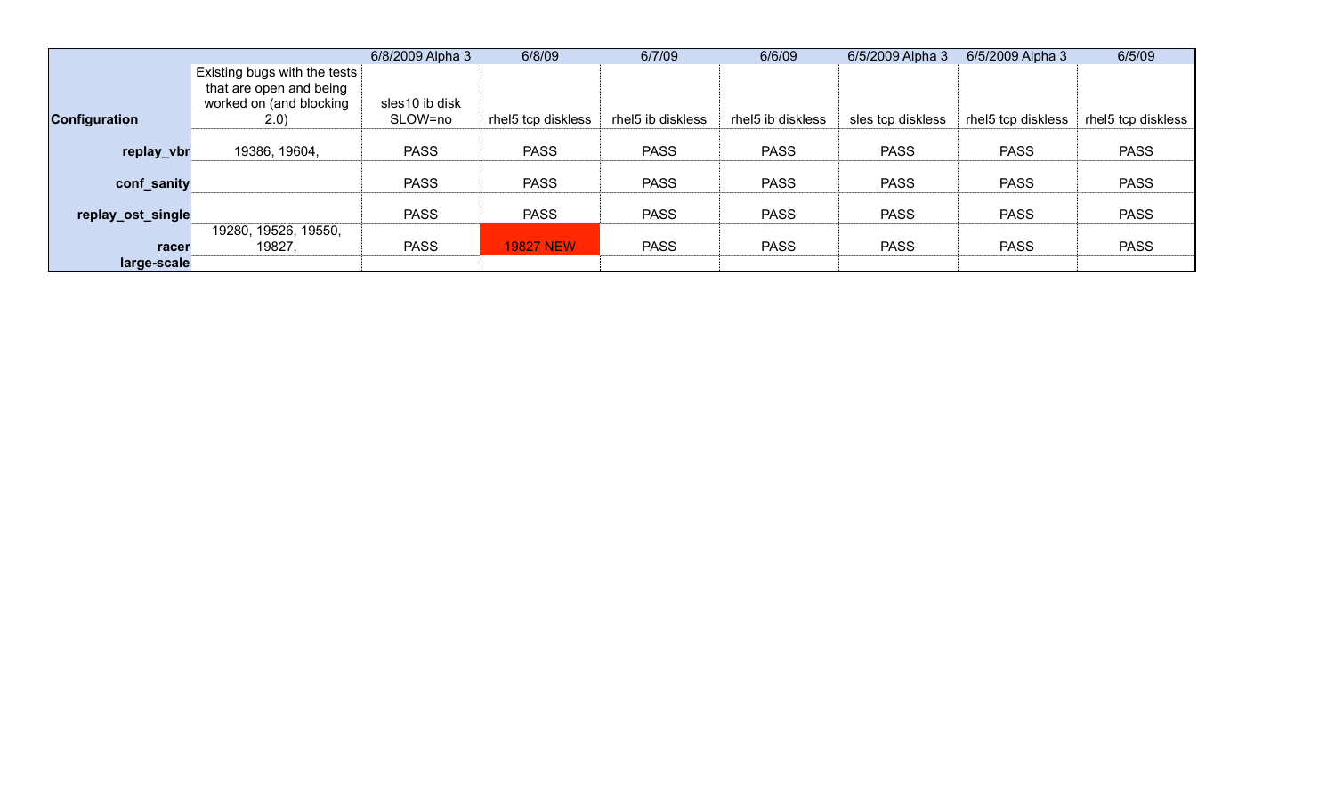| | | 6/8/2009 Alpha 3 | 6/8/09 | 6/7/09 | 6/6/09 | 6/5/2009 Alpha 3 | 6/5/2009 Alpha 3 | 6/5/09 |
|---|---|---|---|---|---|---|---|---|
| **Configuration** | Existing bugs with the tests that are open and being worked on (and blocking 2.0) | sles10 ib disk SLOW=no | rhel5 tcp diskless | rhel5 ib diskless | rhel5 ib diskless | sles tcp diskless | rhel5 tcp diskless | rhel5 tcp diskless |
| **replay_vbr** | 19386, 19604, | PASS | PASS | PASS | PASS | PASS | PASS | PASS |
| **conf_sanity** | | PASS | PASS | PASS | PASS | PASS | PASS | PASS |
| **replay_ost_single** | | PASS | PASS | PASS | PASS | PASS | PASS | PASS |
| **racer** | 19280, 19526, 19550, 19827, | PASS | 19827 NEW | PASS | PASS | PASS | PASS | PASS |
| **large-scale** | | | | | | | | |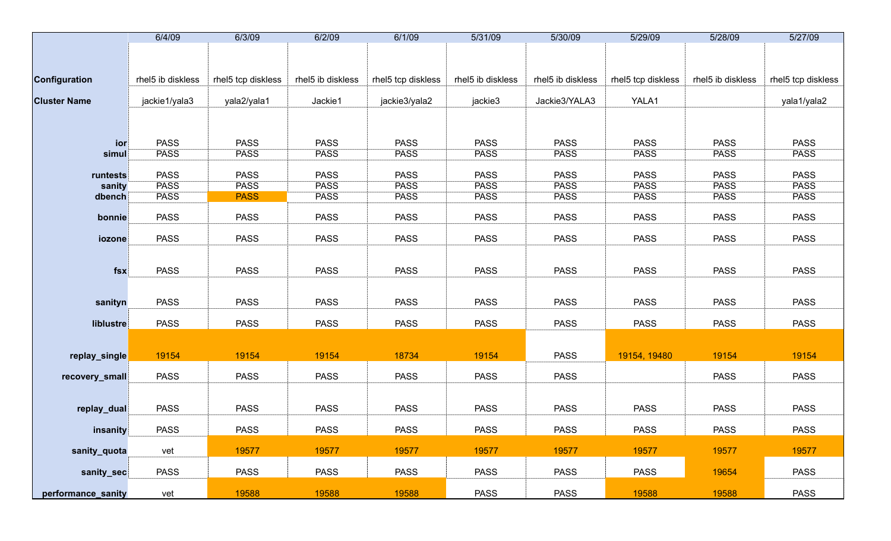| | 6/4/09 | 6/3/09 | 6/2/09 | 6/1/09 | 5/31/09 | 5/30/09 | 5/29/09 | 5/28/09 | 5/27/09 |
|---|---|---|---|---|---|---|---|---|---|
| **Configuration** | rhel5 ib diskless | rhel5 tcp diskless | rhel5 ib diskless | rhel5 tcp diskless | rhel5 ib diskless | rhel5 ib diskless | rhel5 tcp diskless | rhel5 ib diskless | rhel5 tcp diskless |
| **Cluster Name** | jackie1/yala3 | yala2/yala1 | Jackie1 | jackie3/yala2 | jackie3 | Jackie3/YALA3 | YALA1 | | yala1/yala2 |
| **ior** | PASS | PASS | PASS | PASS | PASS | PASS | PASS | PASS | PASS |
| **simul** | PASS | PASS | PASS | PASS | PASS | PASS | PASS | PASS | PASS |
| **runtests** | PASS | PASS | PASS | PASS | PASS | PASS | PASS | PASS | PASS |
| **sanity** | PASS | PASS | PASS | PASS | PASS | PASS | PASS | PASS | PASS |
| **dbench** | PASS | PASS | PASS | PASS | PASS | PASS | PASS | PASS | PASS |
| **bonnie** | PASS | PASS | PASS | PASS | PASS | PASS | PASS | PASS | PASS |
| **iozone** | PASS | PASS | PASS | PASS | PASS | PASS | PASS | PASS | PASS |
| **fsx** | PASS | PASS | PASS | PASS | PASS | PASS | PASS | PASS | PASS |
| **sanityn** | PASS | PASS | PASS | PASS | PASS | PASS | PASS | PASS | PASS |
| **liblustre** | PASS | PASS | PASS | PASS | PASS | PASS | PASS | PASS | PASS |
| **replay_single** | 19154 | 19154 | 19154 | 18734 | 19154 | PASS | 19154, 19480 | 19154 | 19154 |
| **recovery_small** | PASS | PASS | PASS | PASS | PASS | PASS | | PASS | PASS |
| **replay_dual** | PASS | PASS | PASS | PASS | PASS | PASS | PASS | PASS | PASS |
| **insanity** | PASS | PASS | PASS | PASS | PASS | PASS | PASS | PASS | PASS |
| **sanity_quota** | vet | 19577 | 19577 | 19577 | 19577 | 19577 | 19577 | 19577 | 19577 |
| **sanity_sec** | PASS | PASS | PASS | PASS | PASS | PASS | PASS | 19654 | PASS |
| **performance_sanity** | vet | 19588 | 19588 | 19588 | PASS | PASS | 19588 | 19588 | PASS |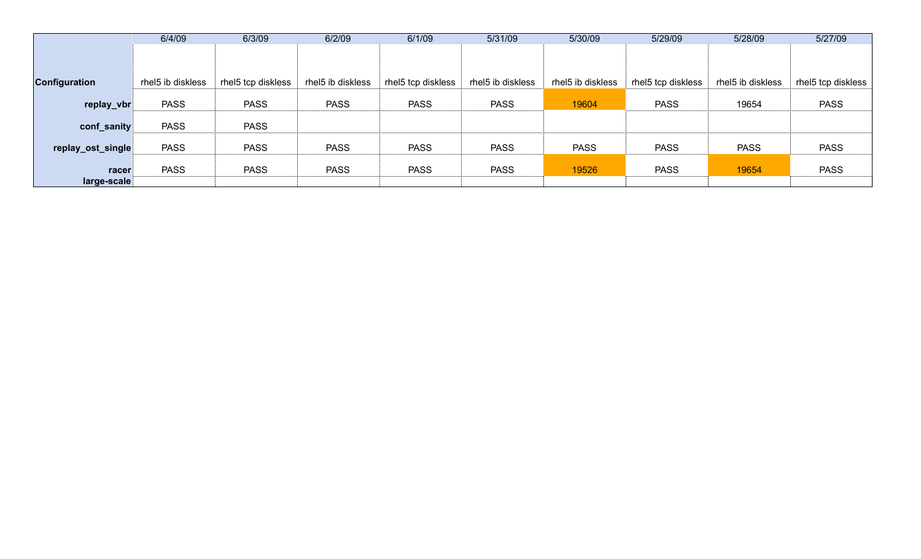| | 6/4/09 | 6/3/09 | 6/2/09 | 6/1/09 | 5/31/09 | 5/30/09 | 5/29/09 | 5/28/09 | 5/27/09 |
|---|---|---|---|---|---|---|---|---|---|
| **Configuration** | rhel5 ib diskless | rhel5 tcp diskless | rhel5 ib diskless | rhel5 tcp diskless | rhel5 ib diskless | rhel5 ib diskless | rhel5 tcp diskless | rhel5 ib diskless | rhel5 tcp diskless |
| **replay_vbr** | PASS | PASS | PASS | PASS | PASS | 19604 | PASS | 19654 | PASS |
| **conf_sanity** | PASS | PASS | | | | | | | |
| **replay_ost_single** | PASS | PASS | PASS | PASS | PASS | PASS | PASS | PASS | PASS |
| **racer** | PASS | PASS | PASS | PASS | PASS | 19526 | PASS | 19654 | PASS |
| **large-scale** | | | | | | | | | |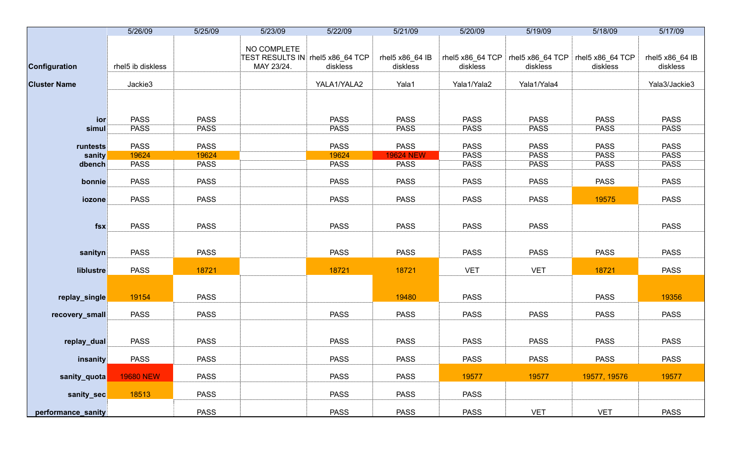| | 5/26/09 | 5/25/09 | 5/23/09 | 5/22/09 | 5/21/09 | 5/20/09 | 5/19/09 | 5/18/09 | 5/17/09 |
|---|---|---|---|---|---|---|---|---|---|
| **Configuration** | rhel5 ib diskless | | NO COMPLETE TEST RESULTS IN MAY 23/24. | rhel5 x86_64 TCP diskless | rhel5 x86_64 IB diskless | rhel5 x86_64 TCP diskless | rhel5 x86_64 TCP diskless | rhel5 x86_64 TCP diskless | rhel5 x86_64 IB diskless |
| **Cluster Name** | Jackie3 | | | YALA1/YALA2 | Yala1 | Yala1/Yala2 | Yala1/Yala4 | | Yala3/Jackie3 |
| **ior** | PASS | PASS | | PASS | PASS | PASS | PASS | PASS | PASS |
| **simul** | PASS | PASS | | PASS | PASS | PASS | PASS | PASS | PASS |
| **runtests** | PASS | PASS | | PASS | PASS | PASS | PASS | PASS | PASS |
| **sanity** | 19624 | 19624 | | 19624 | 19624 NEW | PASS | PASS | PASS | PASS |
| **dbench** | PASS | PASS | | PASS | PASS | PASS | PASS | PASS | PASS |
| **bonnie** | PASS | PASS | | PASS | PASS | PASS | PASS | PASS | PASS |
| **iozone** | PASS | PASS | | PASS | PASS | PASS | PASS | 19575 | PASS |
| **fsx** | PASS | PASS | | PASS | PASS | PASS | PASS | | PASS |
| **sanityn** | PASS | PASS | | PASS | PASS | PASS | PASS | PASS | PASS |
| **liblustre** | PASS | 18721 | | 18721 | 18721 | VET | VET | 18721 | PASS |
| **replay_single** | 19154 | PASS | | | 19480 | PASS | | PASS | 19356 |
| **recovery_small** | PASS | PASS | | PASS | PASS | PASS | PASS | PASS | PASS |
| **replay_dual** | PASS | PASS | | PASS | PASS | PASS | PASS | PASS | PASS |
| **insanity** | PASS | PASS | | PASS | PASS | PASS | PASS | PASS | PASS |
| **sanity_quota** | 19680 NEW | PASS | | PASS | PASS | 19577 | 19577 | 19577, 19576 | 19577 |
| **sanity_sec** | 18513 | PASS | | PASS | PASS | PASS | | | |
| **performance_sanity** | | PASS | | PASS | PASS | PASS | VET | VET | PASS |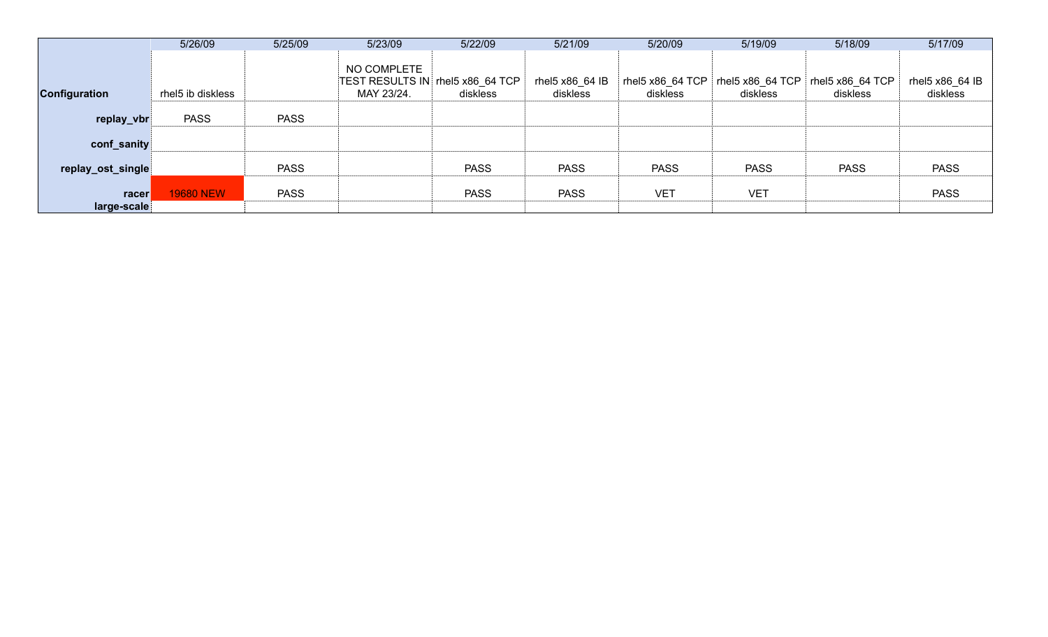| | 5/26/09 | 5/25/09 | 5/23/09 | 5/22/09 | 5/21/09 | 5/20/09 | 5/19/09 | 5/18/09 | 5/17/09 |
|---|---|---|---|---|---|---|---|---|---|
| **Configuration** | rhel5 ib diskless | | NO COMPLETE TEST RESULTS IN MAY 23/24. | rhel5 x86_64 TCP diskless | rhel5 x86_64 IB diskless | rhel5 x86_64 TCP diskless | rhel5 x86_64 TCP diskless | rhel5 x86_64 TCP diskless | rhel5 x86_64 IB diskless |
| **replay_vbr** | PASS | PASS | | | | | | | |
| **conf_sanity** | | | | | | | | | |
| **replay_ost_single** | | PASS | | PASS | PASS | PASS | PASS | PASS | PASS |
| **racer** | 19680 NEW | PASS | | PASS | PASS | VET | VET | | PASS |
| **large-scale** | | | | | | | | | |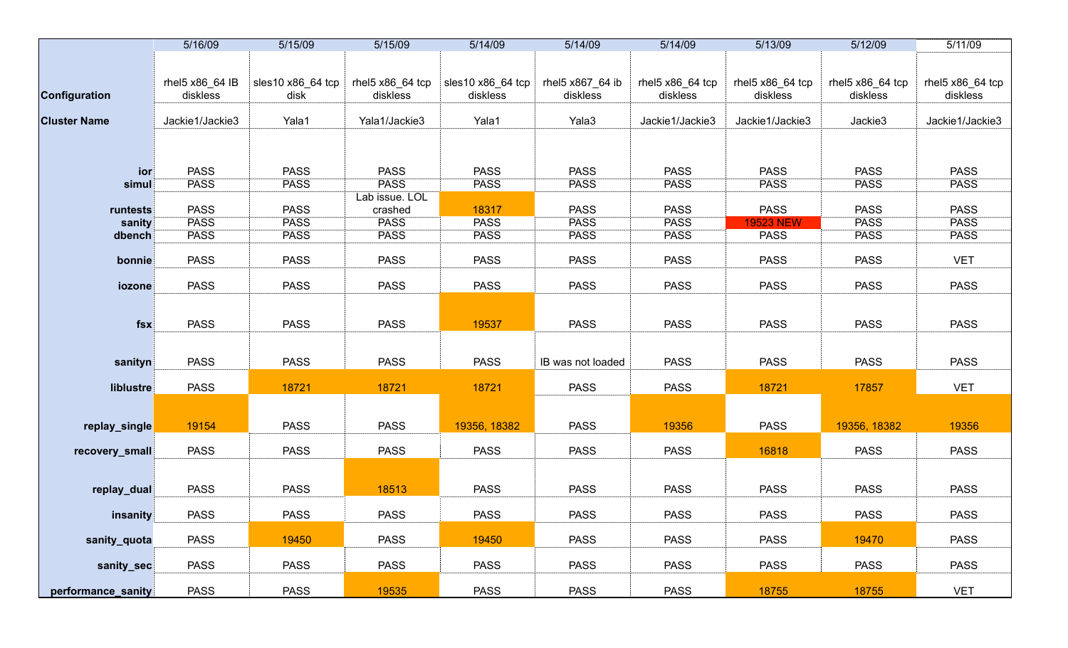| | 5/16/09 | 5/15/09 | 5/15/09 | 5/14/09 | 5/14/09 | 5/14/09 | 5/13/09 | 5/12/09 | 5/11/09 |
|---|---|---|---|---|---|---|---|---|---|
| **Configuration** | rhel5 x86_64 IB diskless | sles10 x86_64 tcp disk | rhel5 x86_64 tcp diskless | sles10 x86_64 tcp diskless | rhel5 x867_64 ib diskless | rhel5 x86_64 tcp diskless | rhel5 x86_64 tcp diskless | rhel5 x86_64 tcp diskless | rhel5 x86_64 tcp diskless |
| **Cluster Name** | Jackie1/Jackie3 | Yala1 | Yala1/Jackie3 | Yala1 | Yala3 | Jackie1/Jackie3 | Jackie1/Jackie3 | Jackie3 | Jackie1/Jackie3 |
| **ior** | PASS | PASS | PASS | PASS | PASS | PASS | PASS | PASS | PASS |
| **simul** | PASS | PASS | PASS | PASS | PASS | PASS | PASS | PASS | PASS |
| **runtests** | PASS | PASS | Lab issue. LOL crashed | 18317 | PASS | PASS | PASS | PASS | PASS |
| **sanity** | PASS | PASS | PASS | PASS | PASS | PASS | 19523 NEW | PASS | PASS |
| **dbench** | PASS | PASS | PASS | PASS | PASS | PASS | PASS | PASS | PASS |
| **bonnie** | PASS | PASS | PASS | PASS | PASS | PASS | PASS | PASS | VET |
| **iozone** | PASS | PASS | PASS | PASS | PASS | PASS | PASS | PASS | PASS |
| **fsx** | PASS | PASS | PASS | 19537 | PASS | PASS | PASS | PASS | PASS |
| **sanityn** | PASS | PASS | PASS | PASS | IB was not loaded | PASS | PASS | PASS | PASS |
| **liblustre** | PASS | 18721 | 18721 | 18721 | PASS | PASS | 18721 | 17857 | VET |
| **replay_single** | 19154 | PASS | PASS | 19356, 18382 | PASS | 19356 | PASS | 19356, 18382 | 19356 |
| **recovery_small** | PASS | PASS | PASS | PASS | PASS | PASS | 16818 | PASS | PASS |
| **replay_dual** | PASS | PASS | 18513 | PASS | PASS | PASS | PASS | PASS | PASS |
| **insanity** | PASS | PASS | PASS | PASS | PASS | PASS | PASS | PASS | PASS |
| **sanity_quota** | PASS | 19450 | PASS | 19450 | PASS | PASS | PASS | 19470 | PASS |
| **sanity_sec** | PASS | PASS | PASS | PASS | PASS | PASS | PASS | PASS | PASS |
| **performance_sanity** | PASS | PASS | 19535 | PASS | PASS | PASS | 18755 | 18755 | VET |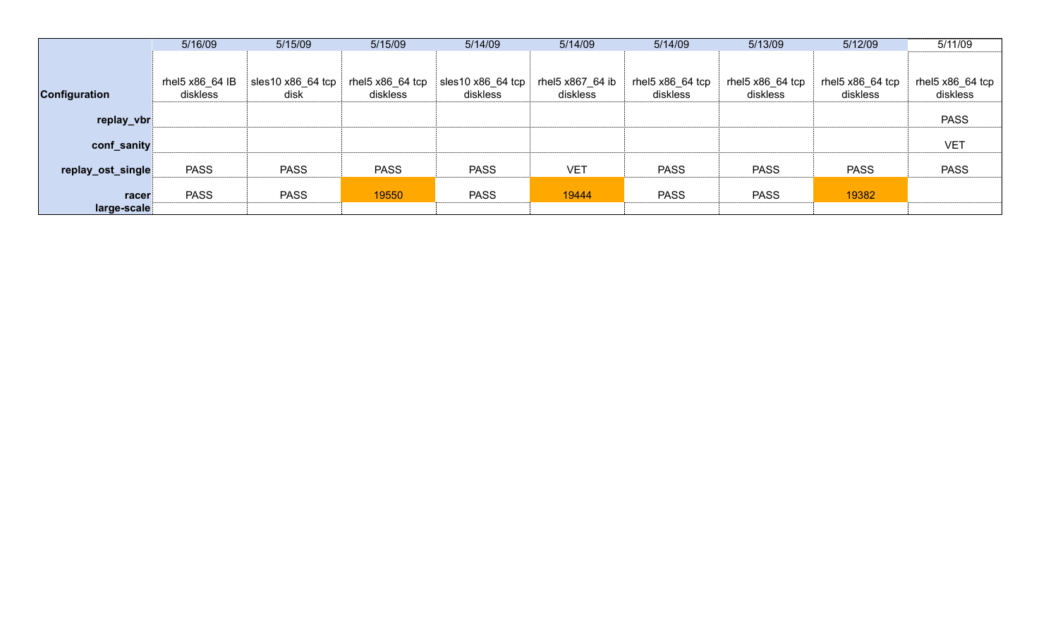| | 5/16/09 | 5/15/09 | 5/15/09 | 5/14/09 | 5/14/09 | 5/14/09 | 5/13/09 | 5/12/09 | 5/11/09 |
|---|---|---|---|---|---|---|---|---|---|
| **Configuration** | rhel5 x86_64 IB diskless | sles10 x86_64 tcp disk | rhel5 x86_64 tcp diskless | sles10 x86_64 tcp diskless | rhel5 x867_64 ib diskless | rhel5 x86_64 tcp diskless | rhel5 x86_64 tcp diskless | rhel5 x86_64 tcp diskless | rhel5 x86_64 tcp diskless |
| **replay_vbr** | | | | | | | | | PASS |
| **conf_sanity** | | | | | | | | | VET |
| **replay_ost_single** | PASS | PASS | PASS | PASS | VET | PASS | PASS | PASS | PASS |
| **racer** | PASS | PASS | 19550 | PASS | 19444 | PASS | PASS | 19382 | |
| **large-scale** | | | | | | | | | |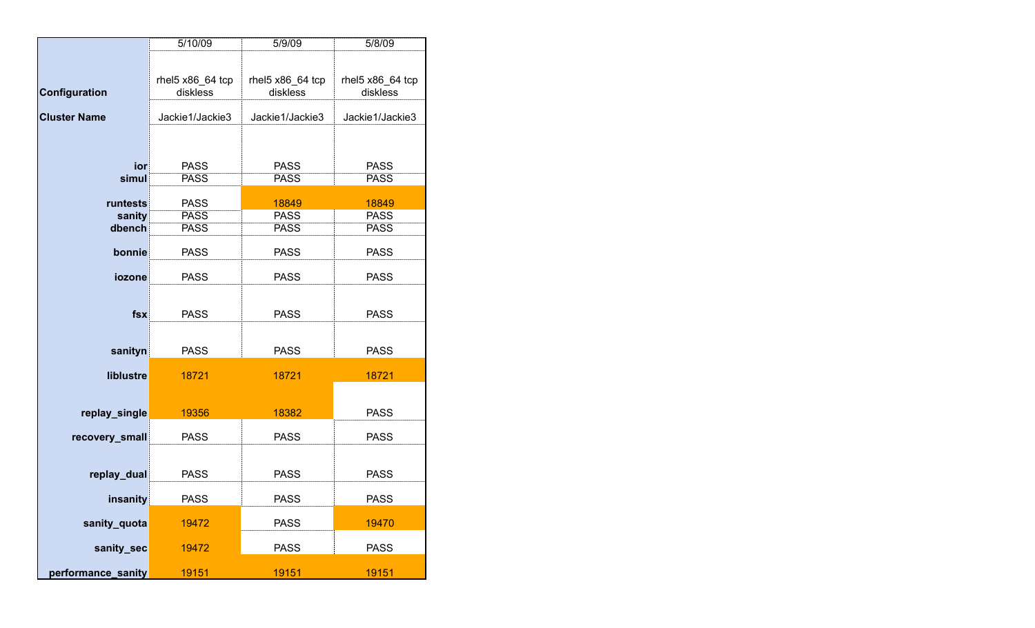| | 5/10/09 | 5/9/09 | 5/8/09 |
|---|---|---|---|
| **Configuration** | rhel5 x86_64 tcp diskless | rhel5 x86_64 tcp diskless | rhel5 x86_64 tcp diskless |
| **Cluster Name** | Jackie1/Jackie3 | Jackie1/Jackie3 | Jackie1/Jackie3 |
| **ior** | PASS | PASS | PASS |
| **simul** | PASS | PASS | PASS |
| **runtests** | PASS | 18849 | 18849 |
| **sanity** | PASS | PASS | PASS |
| **dbench** | PASS | PASS | PASS |
| **bonnie** | PASS | PASS | PASS |
| **iozone** | PASS | PASS | PASS |
| **fsx** | PASS | PASS | PASS |
| **sanityn** | PASS | PASS | PASS |
| **liblustre** | 18721 | 18721 | 18721 |
| **replay_single** | 19356 | 18382 | PASS |
| **recovery_small** | PASS | PASS | PASS |
| **replay_dual** | PASS | PASS | PASS |
| **insanity** | PASS | PASS | PASS |
| **sanity_quota** | 19472 | PASS | 19470 |
| **sanity_sec** | 19472 | PASS | PASS |
| **performance_sanity** | 19151 | 19151 | 19151 |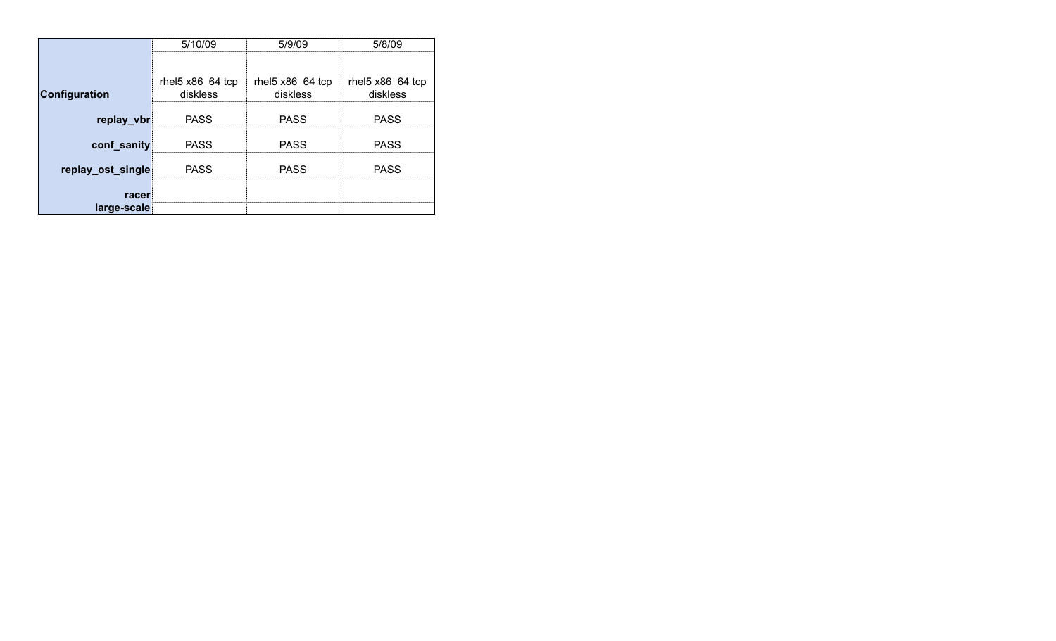| | 5/10/09 | 5/9/09 | 5/8/09 |
|---|---|---|---|
| **Configuration** | rhel5 x86_64 tcp diskless | rhel5 x86_64 tcp diskless | rhel5 x86_64 tcp diskless |
| **replay_vbr** | PASS | PASS | PASS |
| **conf_sanity** | PASS | PASS | PASS |
| **replay_ost_single** | PASS | PASS | PASS |
| **racer** | | | |
| **large-scale** | | | |